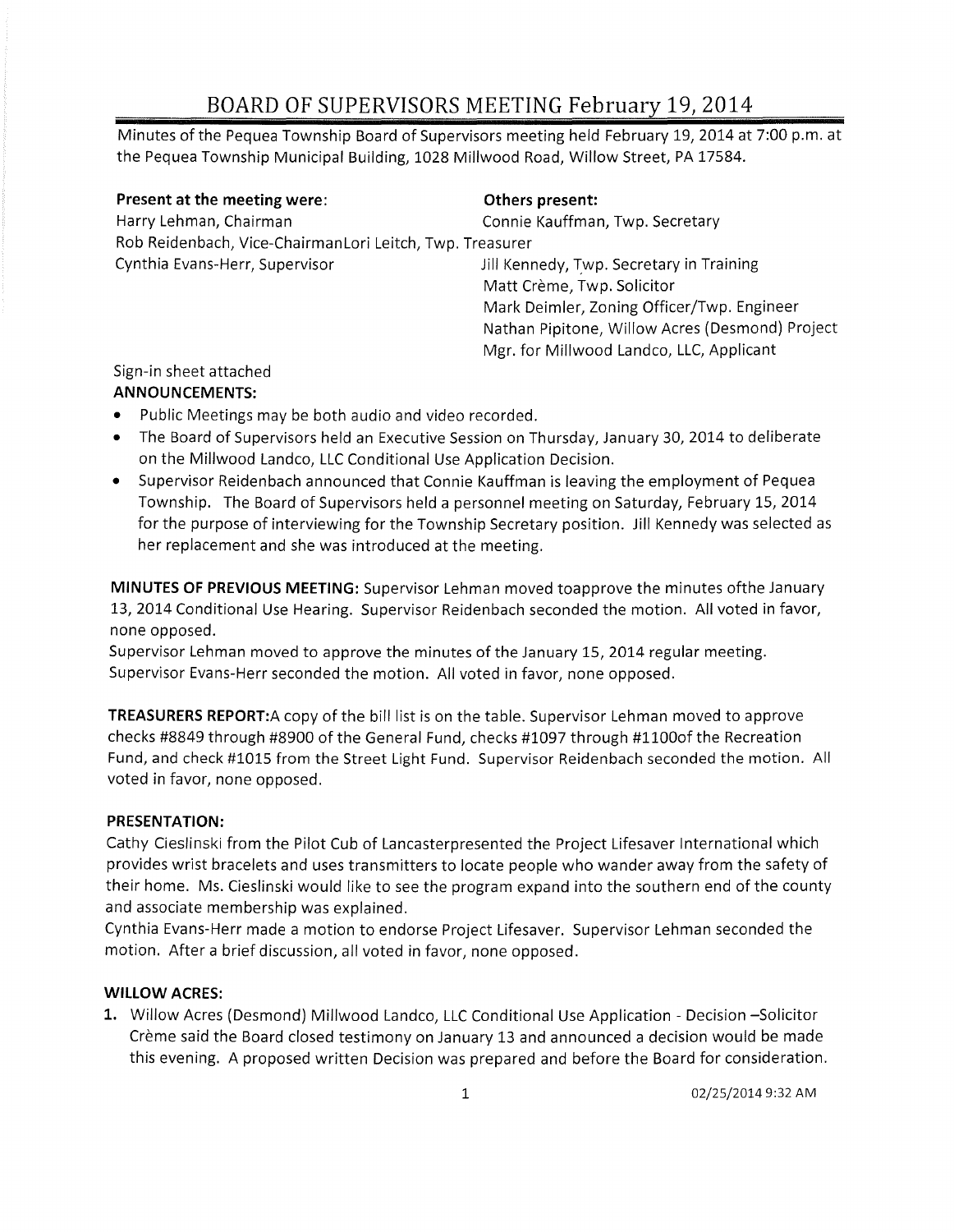# BOARD OF SUPERVISORS MEETING February 19, 2014

Minutes of the Pequea Township Board of Supervisors meeting held February 19, 2014 at 7:00 p.m. at the Pequea Township Municipal Building, 1028 Millwood Road, Willow Street, PA 17584.

**Present at the meeting were:**

Harry Lehman, Chairman
Rob Reidenbach, Vice-Chairman
Cynthia Evans-Herr, Supervisor

**Others present:**

Connie Kauffman, Twp. Secretary
Lori Leitch, Twp. Treasurer
Jill Kennedy, Twp. Secretary in Training
Matt Crème, Twp. Solicitor
Mark Deimler, Zoning Officer/Twp. Engineer
Nathan Pipitone, Willow Acres (Desmond) Project Mgr. for Millwood Landco, LLC, Applicant

Sign-in sheet attached

**ANNOUNCEMENTS:**

- Public Meetings may be both audio and video recorded.
- The Board of Supervisors held an Executive Session on Thursday, January 30, 2014 to deliberate on the Millwood Landco, LLC Conditional Use Application Decision.
- Supervisor Reidenbach announced that Connie Kauffman is leaving the employment of Pequea Township. The Board of Supervisors held a personnel meeting on Saturday, February 15, 2014 for the purpose of interviewing for the Township Secretary position. Jill Kennedy was selected as her replacement and she was introduced at the meeting.

**MINUTES OF PREVIOUS MEETING:** Supervisor Lehman moved toapprove the minutes ofthe January 13, 2014 Conditional Use Hearing. Supervisor Reidenbach seconded the motion. All voted in favor, none opposed.

Supervisor Lehman moved to approve the minutes of the January 15, 2014 regular meeting. Supervisor Evans-Herr seconded the motion. All voted in favor, none opposed.

**TREASURERS REPORT:**A copy of the bill list is on the table. Supervisor Lehman moved to approve checks #8849 through #8900 of the General Fund, checks #1097 through #1100of the Recreation Fund, and check #1015 from the Street Light Fund. Supervisor Reidenbach seconded the motion. All voted in favor, none opposed.

**PRESENTATION:**

Cathy Cieslinski from the Pilot Cub of Lancasterpresented the Project Lifesaver International which provides wrist bracelets and uses transmitters to locate people who wander away from the safety of their home. Ms. Cieslinski would like to see the program expand into the southern end of the county and associate membership was explained.

Cynthia Evans-Herr made a motion to endorse Project Lifesaver. Supervisor Lehman seconded the motion. After a brief discussion, all voted in favor, none opposed.

**WILLOW ACRES:**

1. Willow Acres (Desmond) Millwood Landco, LLC Conditional Use Application - Decision –Solicitor Crème said the Board closed testimony on January 13 and announced a decision would be made this evening. A proposed written Decision was prepared and before the Board for consideration.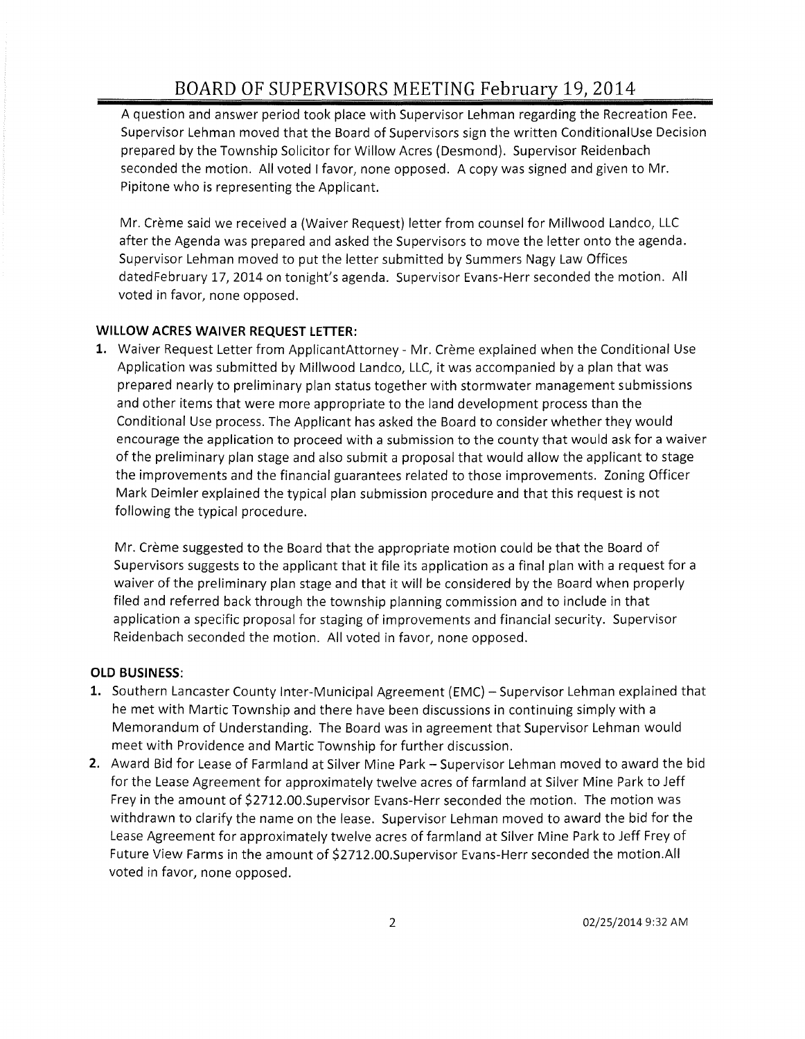A question and answer period took place with Supervisor Lehman regarding the Recreation Fee. Supervisor Lehman moved that the Board of Supervisors sign the written ConditionalUse Decision prepared by the Township Solicitor for Willow Acres (Desmond). Supervisor Reidenbach seconded the motion. All voted I favor, none opposed. A copy was signed and given to Mr. Pipitone who is representing the Applicant.

Mr. Crème said we received a (Waiver Request) letter from counsel for Millwood Landco, LLC after the Agenda was prepared and asked the Supervisors to move the letter onto the agenda. Supervisor Lehman moved to put the letter submitted by Summers Nagy Law Offices datedFebruary 17, 2014 on tonight's agenda. Supervisor Evans-Herr seconded the motion. All voted in favor, none opposed.

**WILLOW ACRES WAIVER REQUEST LETTER:**

1. Waiver Request Letter from ApplicantAttorney - Mr. Crème explained when the Conditional Use Application was submitted by Millwood Landco, LLC, it was accompanied by a plan that was prepared nearly to preliminary plan status together with stormwater management submissions and other items that were more appropriate to the land development process than the Conditional Use process. The Applicant has asked the Board to consider whether they would encourage the application to proceed with a submission to the county that would ask for a waiver of the preliminary plan stage and also submit a proposal that would allow the applicant to stage the improvements and the financial guarantees related to those improvements. Zoning Officer Mark Deimler explained the typical plan submission procedure and that this request is not following the typical procedure.

   Mr. Crème suggested to the Board that the appropriate motion could be that the Board of Supervisors suggests to the applicant that it file its application as a final plan with a request for a waiver of the preliminary plan stage and that it will be considered by the Board when properly filed and referred back through the township planning commission and to include in that application a specific proposal for staging of improvements and financial security. Supervisor Reidenbach seconded the motion. All voted in favor, none opposed.

**OLD BUSINESS:**

1. Southern Lancaster County Inter-Municipal Agreement (EMC) – Supervisor Lehman explained that he met with Martic Township and there have been discussions in continuing simply with a Memorandum of Understanding. The Board was in agreement that Supervisor Lehman would meet with Providence and Martic Township for further discussion.
2. Award Bid for Lease of Farmland at Silver Mine Park – Supervisor Lehman moved to award the bid for the Lease Agreement for approximately twelve acres of farmland at Silver Mine Park to Jeff Frey in the amount of $2712.00.Supervisor Evans-Herr seconded the motion. The motion was withdrawn to clarify the name on the lease. Supervisor Lehman moved to award the bid for the Lease Agreement for approximately twelve acres of farmland at Silver Mine Park to Jeff Frey of Future View Farms in the amount of $2712.00.Supervisor Evans-Herr seconded the motion.All voted in favor, none opposed.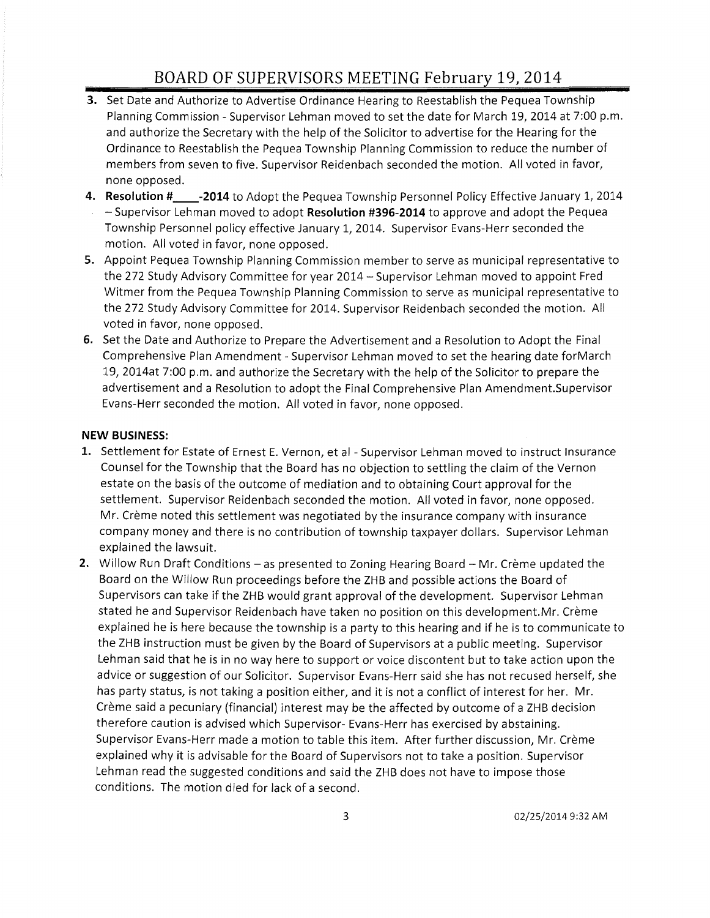# BOARD OF SUPERVISORS MEETING February 19, 2014

3. Set Date and Authorize to Advertise Ordinance Hearing to Reestablish the Pequea Township Planning Commission - Supervisor Lehman moved to set the date for March 19, 2014 at 7:00 p.m. and authorize the Secretary with the help of the Solicitor to advertise for the Hearing for the Ordinance to Reestablish the Pequea Township Planning Commission to reduce the number of members from seven to five. Supervisor Reidenbach seconded the motion. All voted in favor, none opposed.
4. **Resolution #\_\_\_\_-2014** to Adopt the Pequea Township Personnel Policy Effective January 1, 2014 – Supervisor Lehman moved to adopt **Resolution #396-2014** to approve and adopt the Pequea Township Personnel policy effective January 1, 2014. Supervisor Evans-Herr seconded the motion. All voted in favor, none opposed.
5. Appoint Pequea Township Planning Commission member to serve as municipal representative to the 272 Study Advisory Committee for year 2014 – Supervisor Lehman moved to appoint Fred Witmer from the Pequea Township Planning Commission to serve as municipal representative to the 272 Study Advisory Committee for 2014. Supervisor Reidenbach seconded the motion. All voted in favor, none opposed.
6. Set the Date and Authorize to Prepare the Advertisement and a Resolution to Adopt the Final Comprehensive Plan Amendment - Supervisor Lehman moved to set the hearing date forMarch 19, 2014at 7:00 p.m. and authorize the Secretary with the help of the Solicitor to prepare the advertisement and a Resolution to adopt the Final Comprehensive Plan Amendment.Supervisor Evans-Herr seconded the motion. All voted in favor, none opposed.

**NEW BUSINESS:**

1. Settlement for Estate of Ernest E. Vernon, et al - Supervisor Lehman moved to instruct Insurance Counsel for the Township that the Board has no objection to settling the claim of the Vernon estate on the basis of the outcome of mediation and to obtaining Court approval for the settlement. Supervisor Reidenbach seconded the motion. All voted in favor, none opposed. Mr. Crème noted this settlement was negotiated by the insurance company with insurance company money and there is no contribution of township taxpayer dollars. Supervisor Lehman explained the lawsuit.
2. Willow Run Draft Conditions – as presented to Zoning Hearing Board – Mr. Crème updated the Board on the Willow Run proceedings before the ZHB and possible actions the Board of Supervisors can take if the ZHB would grant approval of the development. Supervisor Lehman stated he and Supervisor Reidenbach have taken no position on this development.Mr. Crème explained he is here because the township is a party to this hearing and if he is to communicate to the ZHB instruction must be given by the Board of Supervisors at a public meeting. Supervisor Lehman said that he is in no way here to support or voice discontent but to take action upon the advice or suggestion of our Solicitor. Supervisor Evans-Herr said she has not recused herself, she has party status, is not taking a position either, and it is not a conflict of interest for her. Mr. Crème said a pecuniary (financial) interest may be the affected by outcome of a ZHB decision therefore caution is advised which Supervisor- Evans-Herr has exercised by abstaining. Supervisor Evans-Herr made a motion to table this item. After further discussion, Mr. Crème explained why it is advisable for the Board of Supervisors not to take a position. Supervisor Lehman read the suggested conditions and said the ZHB does not have to impose those conditions. The motion died for lack of a second.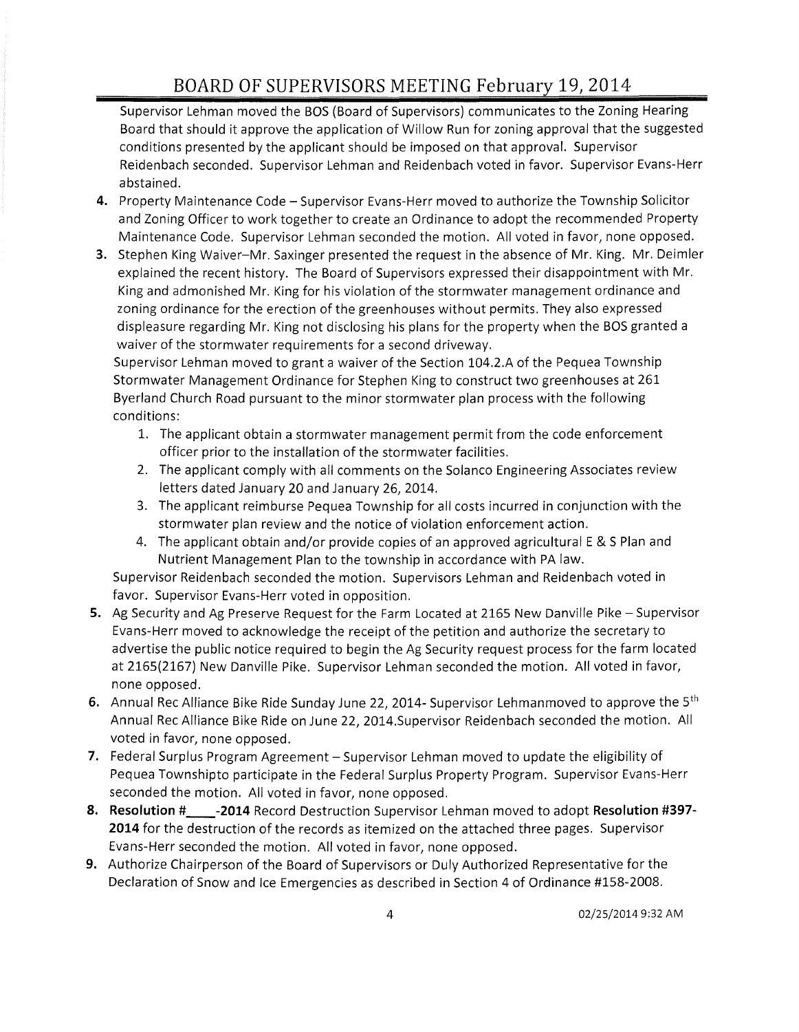# BOARD OF SUPERVISORS MEETING February 19, 2014

Supervisor Lehman moved the BOS (Board of Supervisors) communicates to the Zoning Hearing Board that should it approve the application of Willow Run for zoning approval that the suggested conditions presented by the applicant should be imposed on that approval. Supervisor Reidenbach seconded. Supervisor Lehman and Reidenbach voted in favor. Supervisor Evans-Herr abstained.

4. Property Maintenance Code – Supervisor Evans-Herr moved to authorize the Township Solicitor and Zoning Officer to work together to create an Ordinance to adopt the recommended Property Maintenance Code. Supervisor Lehman seconded the motion. All voted in favor, none opposed.

3. Stephen King Waiver–Mr. Saxinger presented the request in the absence of Mr. King. Mr. Deimler explained the recent history. The Board of Supervisors expressed their disappointment with Mr. King and admonished Mr. King for his violation of the stormwater management ordinance and zoning ordinance for the erection of the greenhouses without permits. They also expressed displeasure regarding Mr. King not disclosing his plans for the property when the BOS granted a waiver of the stormwater requirements for a second driveway.
   Supervisor Lehman moved to grant a waiver of the Section 104.2.A of the Pequea Township Stormwater Management Ordinance for Stephen King to construct two greenhouses at 261 Byerland Church Road pursuant to the minor stormwater plan process with the following conditions:
   1. The applicant obtain a stormwater management permit from the code enforcement officer prior to the installation of the stormwater facilities.
   2. The applicant comply with all comments on the Solanco Engineering Associates review letters dated January 20 and January 26, 2014.
   3. The applicant reimburse Pequea Township for all costs incurred in conjunction with the stormwater plan review and the notice of violation enforcement action.
   4. The applicant obtain and/or provide copies of an approved agricultural E & S Plan and Nutrient Management Plan to the township in accordance with PA law.

   Supervisor Reidenbach seconded the motion. Supervisors Lehman and Reidenbach voted in favor. Supervisor Evans-Herr voted in opposition.

5. Ag Security and Ag Preserve Request for the Farm Located at 2165 New Danville Pike – Supervisor Evans-Herr moved to acknowledge the receipt of the petition and authorize the secretary to advertise the public notice required to begin the Ag Security request process for the farm located at 2165(2167) New Danville Pike. Supervisor Lehman seconded the motion. All voted in favor, none opposed.

6. Annual Rec Alliance Bike Ride Sunday June 22, 2014- Supervisor Lehmanmoved to approve the 5th Annual Rec Alliance Bike Ride on June 22, 2014.Supervisor Reidenbach seconded the motion. All voted in favor, none opposed.

7. Federal Surplus Program Agreement – Supervisor Lehman moved to update the eligibility of Pequea Townshipto participate in the Federal Surplus Property Program. Supervisor Evans-Herr seconded the motion. All voted in favor, none opposed.

8. **Resolution #\_\_\_\_-2014** Record Destruction Supervisor Lehman moved to adopt **Resolution #397-2014** for the destruction of the records as itemized on the attached three pages. Supervisor Evans-Herr seconded the motion. All voted in favor, none opposed.

9. Authorize Chairperson of the Board of Supervisors or Duly Authorized Representative for the Declaration of Snow and Ice Emergencies as described in Section 4 of Ordinance #158-2008.

02/25/2014 9:32 AM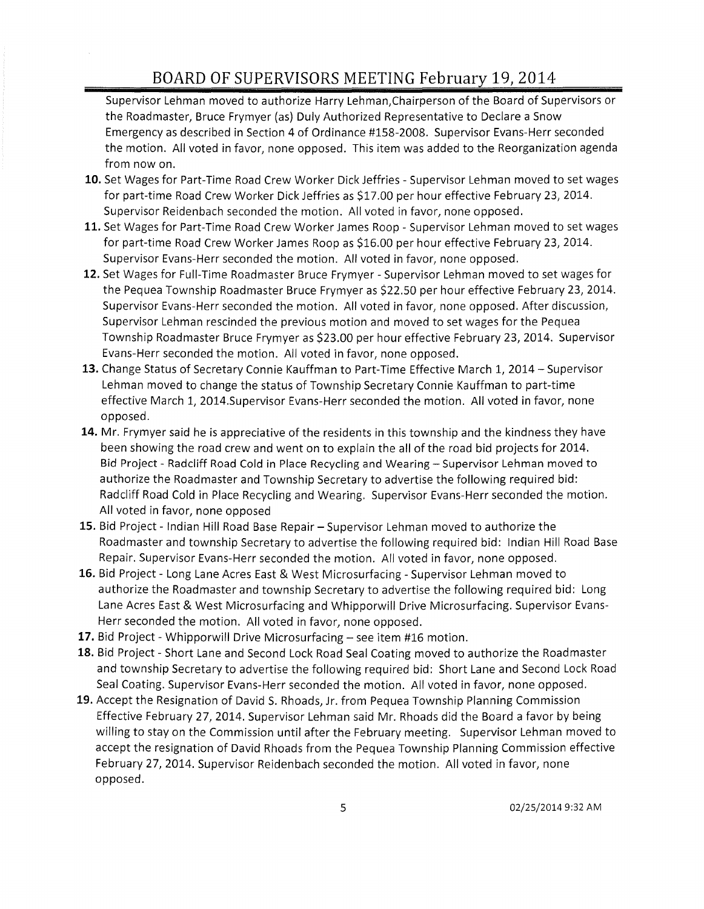Supervisor Lehman moved to authorize Harry Lehman,Chairperson of the Board of Supervisors or the Roadmaster, Bruce Frymyer (as) Duly Authorized Representative to Declare a Snow Emergency as described in Section 4 of Ordinance #158-2008. Supervisor Evans-Herr seconded the motion. All voted in favor, none opposed. This item was added to the Reorganization agenda from now on.

10. Set Wages for Part-Time Road Crew Worker Dick Jeffries - Supervisor Lehman moved to set wages for part-time Road Crew Worker Dick Jeffries as $17.00 per hour effective February 23, 2014. Supervisor Reidenbach seconded the motion. All voted in favor, none opposed.
11. Set Wages for Part-Time Road Crew Worker James Roop - Supervisor Lehman moved to set wages for part-time Road Crew Worker James Roop as $16.00 per hour effective February 23, 2014. Supervisor Evans-Herr seconded the motion. All voted in favor, none opposed.
12. Set Wages for Full-Time Roadmaster Bruce Frymyer - Supervisor Lehman moved to set wages for the Pequea Township Roadmaster Bruce Frymyer as $22.50 per hour effective February 23, 2014. Supervisor Evans-Herr seconded the motion. All voted in favor, none opposed. After discussion, Supervisor Lehman rescinded the previous motion and moved to set wages for the Pequea Township Roadmaster Bruce Frymyer as $23.00 per hour effective February 23, 2014. Supervisor Evans-Herr seconded the motion. All voted in favor, none opposed.
13. Change Status of Secretary Connie Kauffman to Part-Time Effective March 1, 2014 – Supervisor Lehman moved to change the status of Township Secretary Connie Kauffman to part-time effective March 1, 2014.Supervisor Evans-Herr seconded the motion. All voted in favor, none opposed.
14. Mr. Frymyer said he is appreciative of the residents in this township and the kindness they have been showing the road crew and went on to explain the all of the road bid projects for 2014. Bid Project - Radcliff Road Cold in Place Recycling and Wearing – Supervisor Lehman moved to authorize the Roadmaster and Township Secretary to advertise the following required bid: Radcliff Road Cold in Place Recycling and Wearing. Supervisor Evans-Herr seconded the motion. All voted in favor, none opposed
15. Bid Project - Indian Hill Road Base Repair – Supervisor Lehman moved to authorize the Roadmaster and township Secretary to advertise the following required bid: Indian Hill Road Base Repair. Supervisor Evans-Herr seconded the motion. All voted in favor, none opposed.
16. Bid Project - Long Lane Acres East & West Microsurfacing - Supervisor Lehman moved to authorize the Roadmaster and township Secretary to advertise the following required bid: Long Lane Acres East & West Microsurfacing and Whipporwill Drive Microsurfacing. Supervisor Evans-Herr seconded the motion. All voted in favor, none opposed.
17. Bid Project - Whipporwill Drive Microsurfacing – see item #16 motion.
18. Bid Project - Short Lane and Second Lock Road Seal Coating moved to authorize the Roadmaster and township Secretary to advertise the following required bid: Short Lane and Second Lock Road Seal Coating. Supervisor Evans-Herr seconded the motion. All voted in favor, none opposed.
19. Accept the Resignation of David S. Rhoads, Jr. from Pequea Township Planning Commission Effective February 27, 2014. Supervisor Lehman said Mr. Rhoads did the Board a favor by being willing to stay on the Commission until after the February meeting. Supervisor Lehman moved to accept the resignation of David Rhoads from the Pequea Township Planning Commission effective February 27, 2014. Supervisor Reidenbach seconded the motion. All voted in favor, none opposed.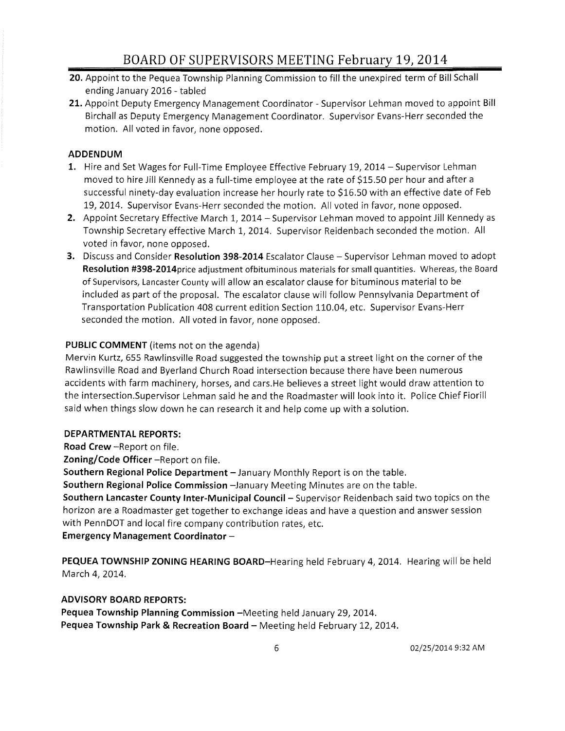20. Appoint to the Pequea Township Planning Commission to fill the unexpired term of Bill Schall ending January 2016 - tabled
21. Appoint Deputy Emergency Management Coordinator - Supervisor Lehman moved to appoint Bill Birchall as Deputy Emergency Management Coordinator. Supervisor Evans-Herr seconded the motion. All voted in favor, none opposed.

**ADDENDUM**

1. Hire and Set Wages for Full-Time Employee Effective February 19, 2014 – Supervisor Lehman moved to hire Jill Kennedy as a full-time employee at the rate of $15.50 per hour and after a successful ninety-day evaluation increase her hourly rate to $16.50 with an effective date of Feb 19, 2014. Supervisor Evans-Herr seconded the motion. All voted in favor, none opposed.
2. Appoint Secretary Effective March 1, 2014 – Supervisor Lehman moved to appoint Jill Kennedy as Township Secretary effective March 1, 2014. Supervisor Reidenbach seconded the motion. All voted in favor, none opposed.
3. Discuss and Consider **Resolution 398-2014** Escalator Clause – Supervisor Lehman moved to adopt **Resolution #398-2014**price adjustment ofbituminous materials for small quantities. Whereas, the Board of Supervisors, Lancaster County will allow an escalator clause for bituminous material to be included as part of the proposal. The escalator clause will follow Pennsylvania Department of Transportation Publication 408 current edition Section 110.04, etc. Supervisor Evans-Herr seconded the motion. All voted in favor, none opposed.

**PUBLIC COMMENT** (items not on the agenda)

Mervin Kurtz, 655 Rawlinsville Road suggested the township put a street light on the corner of the Rawlinsville Road and Byerland Church Road intersection because there have been numerous accidents with farm machinery, horses, and cars.He believes a street light would draw attention to the intersection.Supervisor Lehman said he and the Roadmaster will look into it. Police Chief Fiorill said when things slow down he can research it and help come up with a solution.

**DEPARTMENTAL REPORTS:**

**Road Crew** –Report on file.

**Zoning/Code Officer** –Report on file.

**Southern Regional Police Department** – January Monthly Report is on the table.

**Southern Regional Police Commission** –January Meeting Minutes are on the table.

**Southern Lancaster County Inter-Municipal Council** – Supervisor Reidenbach said two topics on the horizon are a Roadmaster get together to exchange ideas and have a question and answer session with PennDOT and local fire company contribution rates, etc.

**Emergency Management Coordinator** –

**PEQUEA TOWNSHIP ZONING HEARING BOARD**–Hearing held February 4, 2014. Hearing will be held March 4, 2014.

**ADVISORY BOARD REPORTS:**

**Pequea Township Planning Commission** –Meeting held January 29, 2014.

**Pequea Township Park & Recreation Board** – Meeting held February 12, 2014.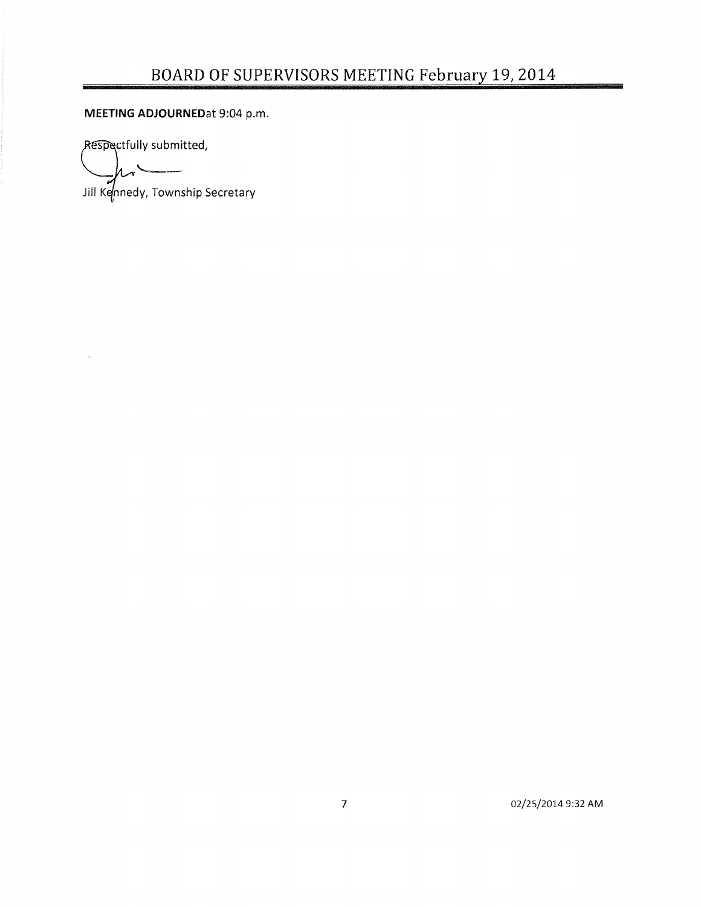**MEETING ADJOURNED**at 9:04 p.m.

Respectfully submitted,

Jill Kennedy, Township Secretary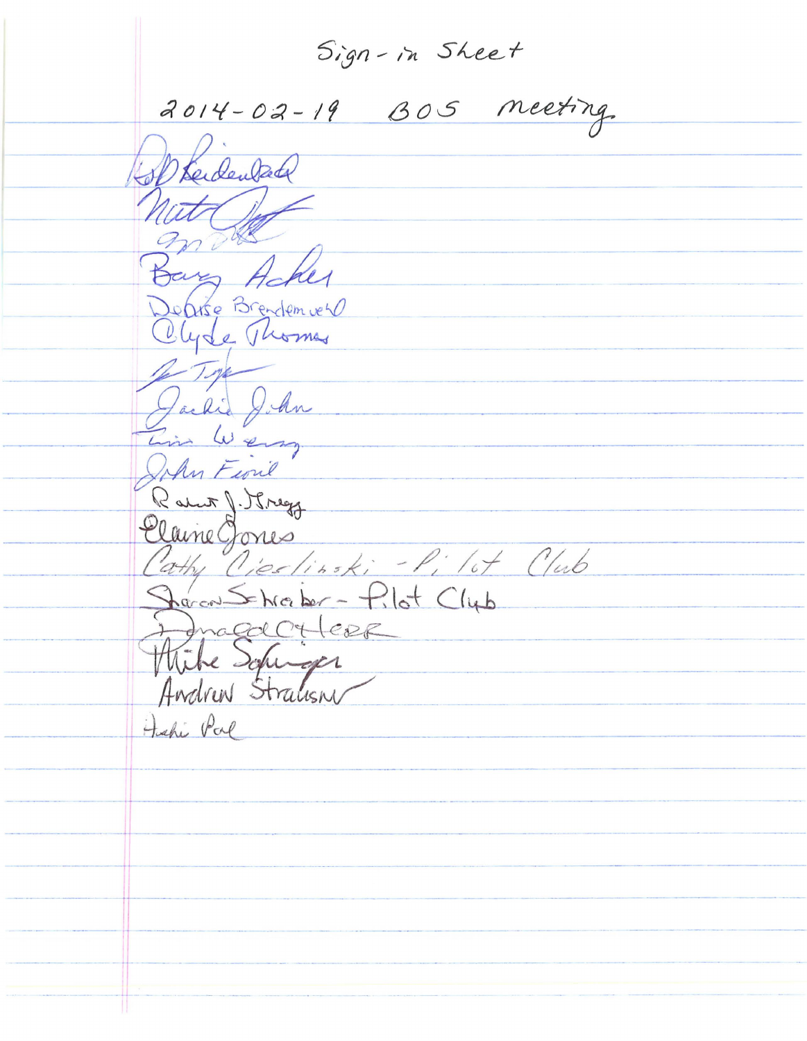Sign-in Sheet

2014-02-19 BOS meeting

Rob Beidenbach
Nate Oliff
[illegible signature]
Barry Acker
Denise Brendemuehl
Clyde Thomas
[illegible signature]
Jackie John
Tim Wenzy
John Fiori
Robert J. Gregg
Elaine Jones
Cathy Cieslinski - Pilot Club
Sharon Schreiber - Pilot Club
Donald Ottlee
Mike Sofinger
Andrew Strausner
Archie Paul